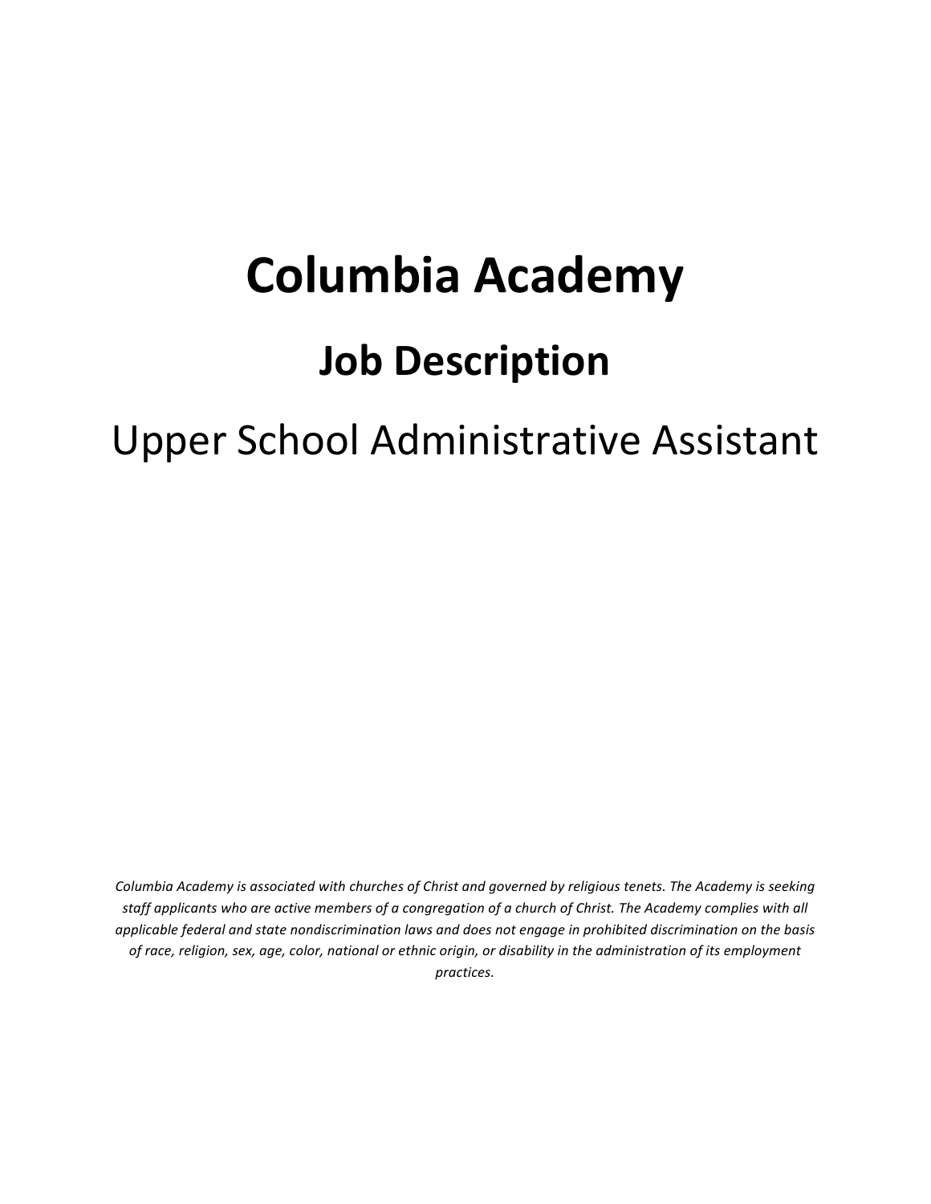# Columbia Academy

## Job Description

Upper School Administrative Assistant

*Columbia Academy is associated with churches of Christ and governed by religious tenets. The Academy is seeking staff applicants who are active members of a congregation of a church of Christ. The Academy complies with all applicable federal and state nondiscrimination laws and does not engage in prohibited discrimination on the basis of race, religion, sex, age, color, national or ethnic origin, or disability in the administration of its employment practices.*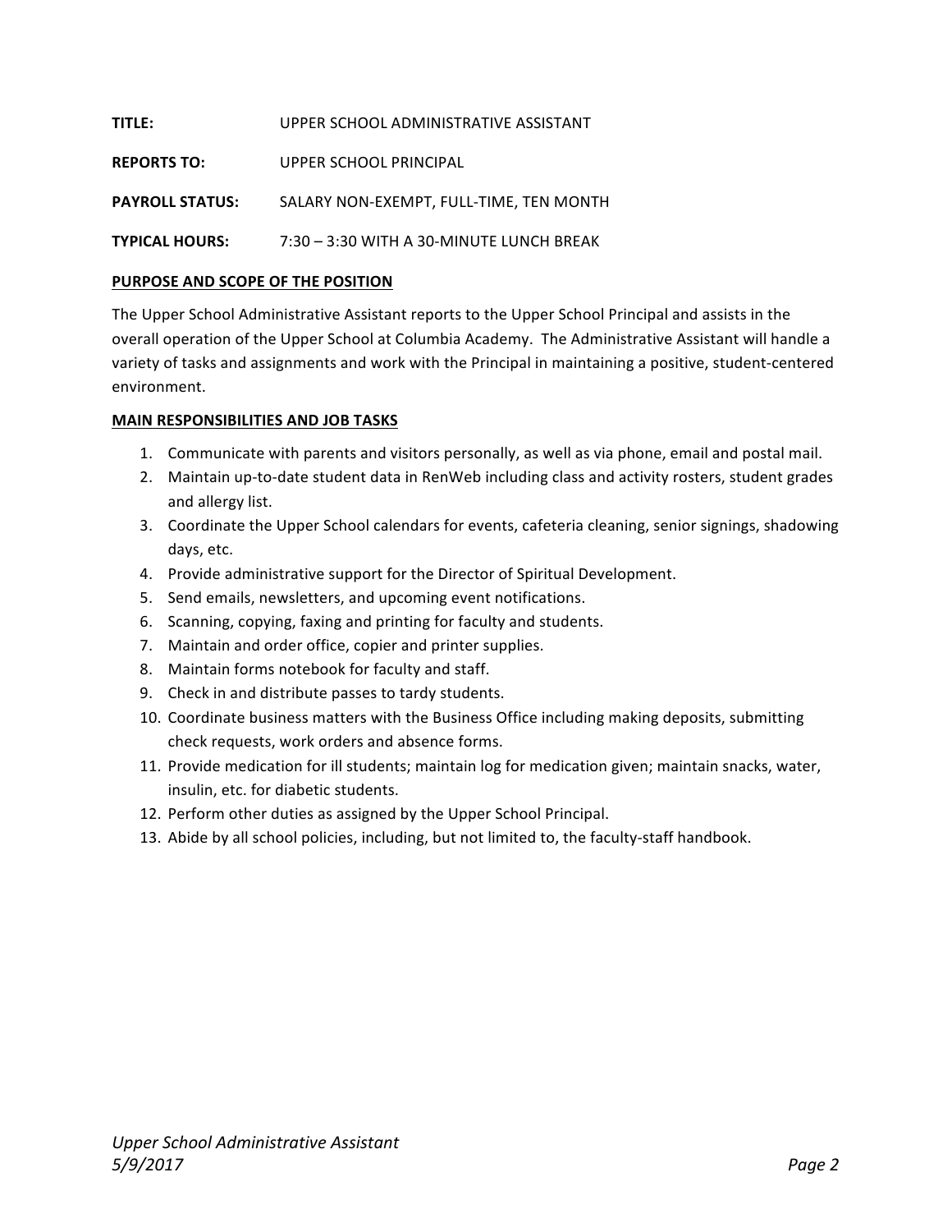**TITLE:** UPPER SCHOOL ADMINISTRATIVE ASSISTANT

**REPORTS TO:** UPPER SCHOOL PRINCIPAL

**PAYROLL STATUS:** SALARY NON-EXEMPT, FULL-TIME, TEN MONTH

**TYPICAL HOURS:** 7:30 – 3:30 WITH A 30-MINUTE LUNCH BREAK

**PURPOSE AND SCOPE OF THE POSITION**

The Upper School Administrative Assistant reports to the Upper School Principal and assists in the overall operation of the Upper School at Columbia Academy. The Administrative Assistant will handle a variety of tasks and assignments and work with the Principal in maintaining a positive, student-centered environment.

**MAIN RESPONSIBILITIES AND JOB TASKS**

1. Communicate with parents and visitors personally, as well as via phone, email and postal mail.
2. Maintain up-to-date student data in RenWeb including class and activity rosters, student grades and allergy list.
3. Coordinate the Upper School calendars for events, cafeteria cleaning, senior signings, shadowing days, etc.
4. Provide administrative support for the Director of Spiritual Development.
5. Send emails, newsletters, and upcoming event notifications.
6. Scanning, copying, faxing and printing for faculty and students.
7. Maintain and order office, copier and printer supplies.
8. Maintain forms notebook for faculty and staff.
9. Check in and distribute passes to tardy students.
10. Coordinate business matters with the Business Office including making deposits, submitting check requests, work orders and absence forms.
11. Provide medication for ill students; maintain log for medication given; maintain snacks, water, insulin, etc. for diabetic students.
12. Perform other duties as assigned by the Upper School Principal.
13. Abide by all school policies, including, but not limited to, the faculty-staff handbook.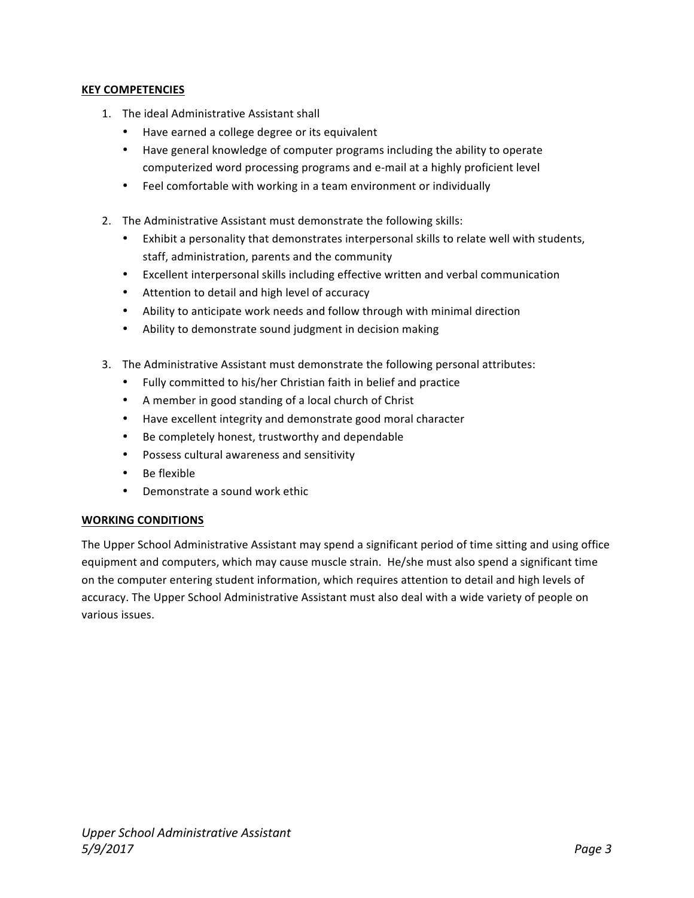**KEY COMPETENCIES**

1. The ideal Administrative Assistant shall
   - Have earned a college degree or its equivalent
   - Have general knowledge of computer programs including the ability to operate computerized word processing programs and e-mail at a highly proficient level
   - Feel comfortable with working in a team environment or individually

2. The Administrative Assistant must demonstrate the following skills:
   - Exhibit a personality that demonstrates interpersonal skills to relate well with students, staff, administration, parents and the community
   - Excellent interpersonal skills including effective written and verbal communication
   - Attention to detail and high level of accuracy
   - Ability to anticipate work needs and follow through with minimal direction
   - Ability to demonstrate sound judgment in decision making

3. The Administrative Assistant must demonstrate the following personal attributes:
   - Fully committed to his/her Christian faith in belief and practice
   - A member in good standing of a local church of Christ
   - Have excellent integrity and demonstrate good moral character
   - Be completely honest, trustworthy and dependable
   - Possess cultural awareness and sensitivity
   - Be flexible
   - Demonstrate a sound work ethic

**WORKING CONDITIONS**

The Upper School Administrative Assistant may spend a significant period of time sitting and using office equipment and computers, which may cause muscle strain. He/she must also spend a significant time on the computer entering student information, which requires attention to detail and high levels of accuracy. The Upper School Administrative Assistant must also deal with a wide variety of people on various issues.